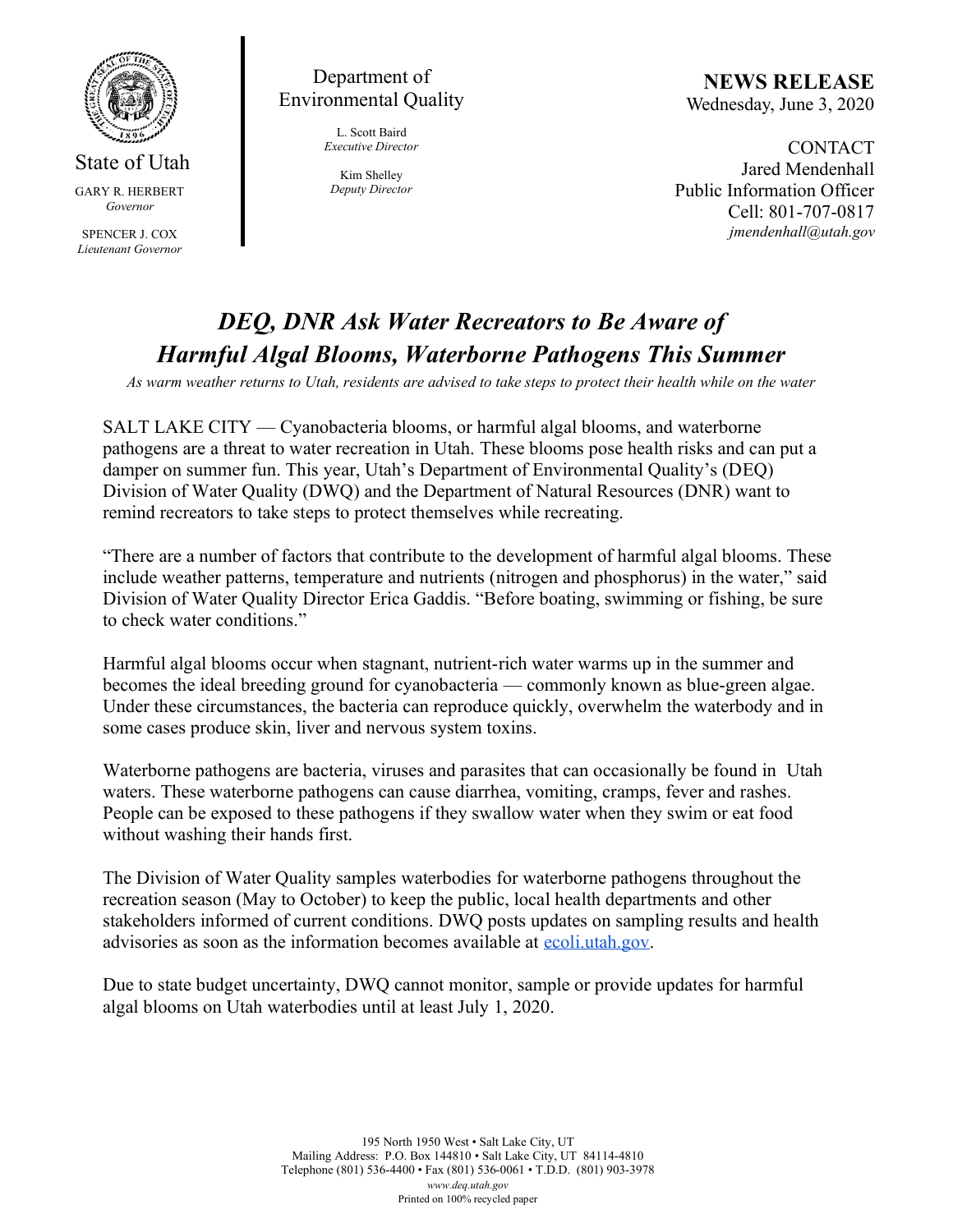State of Utah

GARY R. HERBERT
*Governor*

SPENCER J. COX
*Lieutenant Governor*

Department of Environmental Quality

L. Scott Baird
*Executive Director*

Kim Shelley
*Deputy Director*

**NEWS RELEASE**
Wednesday, June 3, 2020

CONTACT
Jared Mendenhall
Public Information Officer
Cell: 801-707-0817
*jmendenhall@utah.gov*

# *DEQ, DNR Ask Water Recreators to Be Aware of Harmful Algal Blooms, Waterborne Pathogens This Summer*

*As warm weather returns to Utah, residents are advised to take steps to protect their health while on the water*

SALT LAKE CITY — Cyanobacteria blooms, or harmful algal blooms, and waterborne pathogens are a threat to water recreation in Utah. These blooms pose health risks and can put a damper on summer fun. This year, Utah's Department of Environmental Quality's (DEQ) Division of Water Quality (DWQ) and the Department of Natural Resources (DNR) want to remind recreators to take steps to protect themselves while recreating.

"There are a number of factors that contribute to the development of harmful algal blooms. These include weather patterns, temperature and nutrients (nitrogen and phosphorus) in the water," said Division of Water Quality Director Erica Gaddis. "Before boating, swimming or fishing, be sure to check water conditions."

Harmful algal blooms occur when stagnant, nutrient-rich water warms up in the summer and becomes the ideal breeding ground for cyanobacteria — commonly known as blue-green algae. Under these circumstances, the bacteria can reproduce quickly, overwhelm the waterbody and in some cases produce skin, liver and nervous system toxins.

Waterborne pathogens are bacteria, viruses and parasites that can occasionally be found in Utah waters. These waterborne pathogens can cause diarrhea, vomiting, cramps, fever and rashes. People can be exposed to these pathogens if they swallow water when they swim or eat food without washing their hands first.

The Division of Water Quality samples waterbodies for waterborne pathogens throughout the recreation season (May to October) to keep the public, local health departments and other stakeholders informed of current conditions. DWQ posts updates on sampling results and health advisories as soon as the information becomes available at ecoli.utah.gov.

Due to state budget uncertainty, DWQ cannot monitor, sample or provide updates for harmful algal blooms on Utah waterbodies until at least July 1, 2020.

195 North 1950 West • Salt Lake City, UT
Mailing Address: P.O. Box 144810 • Salt Lake City, UT 84114-4810
Telephone (801) 536-4400 • Fax (801) 536-0061 • T.D.D. (801) 903-3978
*www.deq.utah.gov*
Printed on 100% recycled paper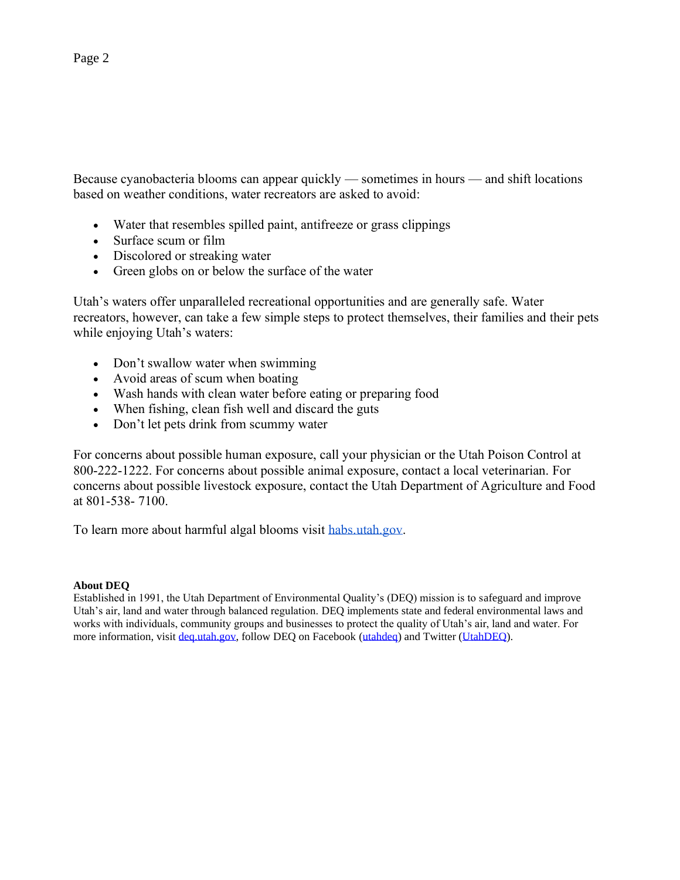Because cyanobacteria blooms can appear quickly — sometimes in hours — and shift locations based on weather conditions, water recreators are asked to avoid:

- Water that resembles spilled paint, antifreeze or grass clippings
- Surface scum or film
- Discolored or streaking water
- Green globs on or below the surface of the water

Utah's waters offer unparalleled recreational opportunities and are generally safe. Water recreators, however, can take a few simple steps to protect themselves, their families and their pets while enjoying Utah's waters:

- Don't swallow water when swimming
- Avoid areas of scum when boating
- Wash hands with clean water before eating or preparing food
- When fishing, clean fish well and discard the guts
- Don't let pets drink from scummy water

For concerns about possible human exposure, call your physician or the Utah Poison Control at 800-222-1222. For concerns about possible animal exposure, contact a local veterinarian. For concerns about possible livestock exposure, contact the Utah Department of Agriculture and Food at 801-538- 7100.

To learn more about harmful algal blooms visit [habs.utah.gov](habs.utah.gov).

**About DEQ**
Established in 1991, the Utah Department of Environmental Quality's (DEQ) mission is to safeguard and improve Utah's air, land and water through balanced regulation. DEQ implements state and federal environmental laws and works with individuals, community groups and businesses to protect the quality of Utah's air, land and water. For more information, visit [deq.utah.gov](deq.utah.gov), follow DEQ on Facebook (utahdeq) and Twitter (UtahDEQ).